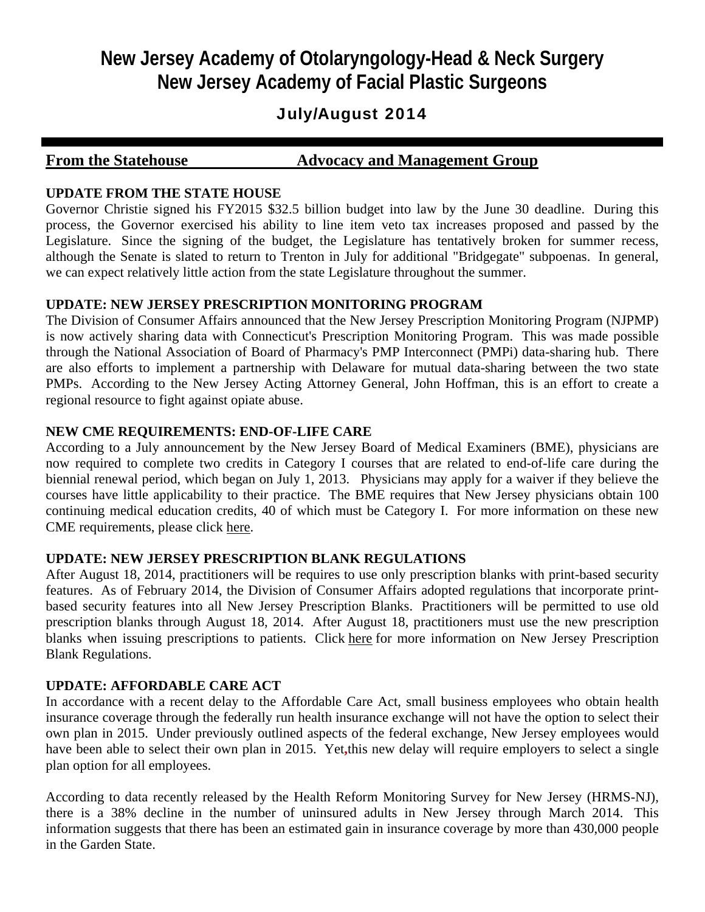# New Jersey Academy of Otolaryngology-Head & Neck Surgery
# New Jersey Academy of Facial Plastic Surgeons

## July/August 2014

---

**From the Statehouse** **Advocacy and Management Group**

**UPDATE FROM THE STATE HOUSE**

Governor Christie signed his FY2015 $32.5 billion budget into law by the June 30 deadline. During this process, the Governor exercised his ability to line item veto tax increases proposed and passed by the Legislature. Since the signing of the budget, the Legislature has tentatively broken for summer recess, although the Senate is slated to return to Trenton in July for additional "Bridgegate" subpoenas. In general, we can expect relatively little action from the state Legislature throughout the summer.

**UPDATE: NEW JERSEY PRESCRIPTION MONITORING PROGRAM**

The Division of Consumer Affairs announced that the New Jersey Prescription Monitoring Program (NJPMP) is now actively sharing data with Connecticut's Prescription Monitoring Program. This was made possible through the National Association of Board of Pharmacy's PMP Interconnect (PMPi) data-sharing hub. There are also efforts to implement a partnership with Delaware for mutual data-sharing between the two state PMPs. According to the New Jersey Acting Attorney General, John Hoffman, this is an effort to create a regional resource to fight against opiate abuse.

**NEW CME REQUIREMENTS: END-OF-LIFE CARE**

According to a July announcement by the New Jersey Board of Medical Examiners (BME), physicians are now required to complete two credits in Category I courses that are related to end-of-life care during the biennial renewal period, which began on July 1, 2013. Physicians may apply for a waiver if they believe the courses have little applicability to their practice. The BME requires that New Jersey physicians obtain 100 continuing medical education credits, 40 of which must be Category I. For more information on these new CME requirements, please click here.

**UPDATE: NEW JERSEY PRESCRIPTION BLANK REGULATIONS**

After August 18, 2014, practitioners will be requires to use only prescription blanks with print-based security features. As of February 2014, the Division of Consumer Affairs adopted regulations that incorporate print-based security features into all New Jersey Prescription Blanks. Practitioners will be permitted to use old prescription blanks through August 18, 2014. After August 18, practitioners must use the new prescription blanks when issuing prescriptions to patients. Click here for more information on New Jersey Prescription Blank Regulations.

**UPDATE: AFFORDABLE CARE ACT**

In accordance with a recent delay to the Affordable Care Act, small business employees who obtain health insurance coverage through the federally run health insurance exchange will not have the option to select their own plan in 2015. Under previously outlined aspects of the federal exchange, New Jersey employees would have been able to select their own plan in 2015. Yet,this new delay will require employers to select a single plan option for all employees.

According to data recently released by the Health Reform Monitoring Survey for New Jersey (HRMS-NJ), there is a 38% decline in the number of uninsured adults in New Jersey through March 2014. This information suggests that there has been an estimated gain in insurance coverage by more than 430,000 people in the Garden State.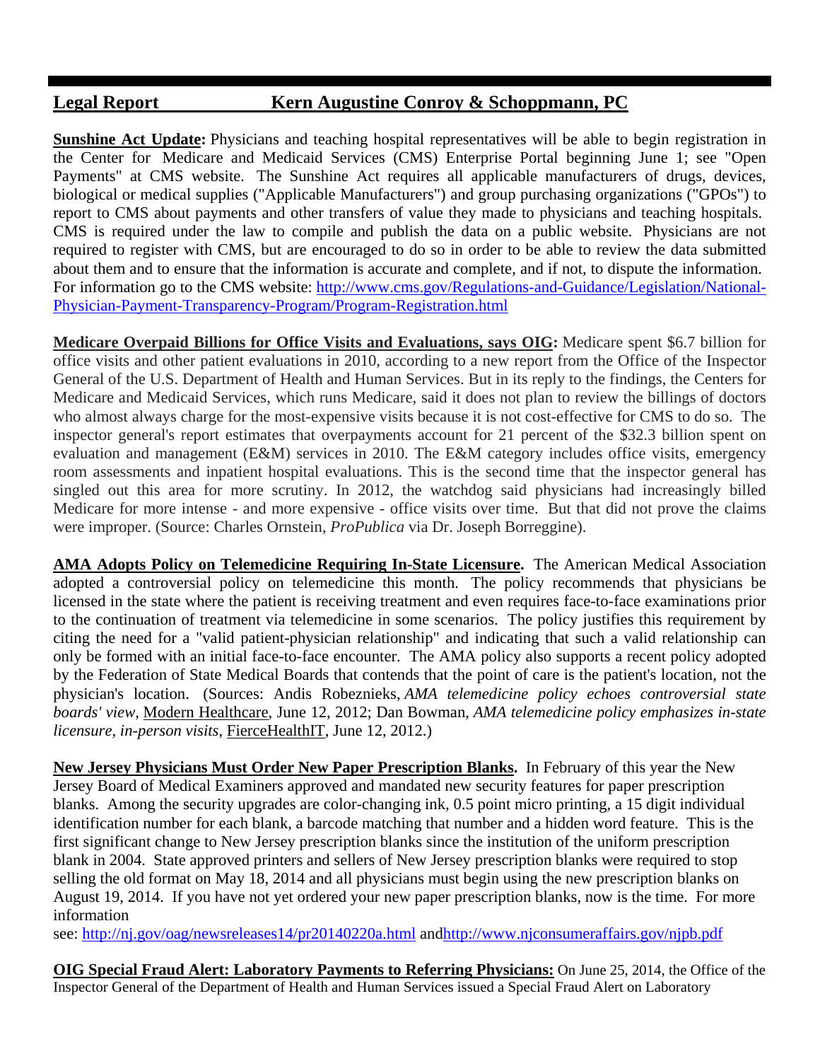## Legal Report Kern Augustine Conroy & Schoppmann, PC

**Sunshine Act Update:** Physicians and teaching hospital representatives will be able to begin registration in the Center for Medicare and Medicaid Services (CMS) Enterprise Portal beginning June 1; see "Open Payments" at CMS website. The Sunshine Act requires all applicable manufacturers of drugs, devices, biological or medical supplies ("Applicable Manufacturers") and group purchasing organizations ("GPOs") to report to CMS about payments and other transfers of value they made to physicians and teaching hospitals. CMS is required under the law to compile and publish the data on a public website. Physicians are not required to register with CMS, but are encouraged to do so in order to be able to review the data submitted about them and to ensure that the information is accurate and complete, and if not, to dispute the information. For information go to the CMS website: http://www.cms.gov/Regulations-and-Guidance/Legislation/National-Physician-Payment-Transparency-Program/Program-Registration.html

**Medicare Overpaid Billions for Office Visits and Evaluations, says OIG:** Medicare spent $6.7 billion for office visits and other patient evaluations in 2010, according to a new report from the Office of the Inspector General of the U.S. Department of Health and Human Services. But in its reply to the findings, the Centers for Medicare and Medicaid Services, which runs Medicare, said it does not plan to review the billings of doctors who almost always charge for the most-expensive visits because it is not cost-effective for CMS to do so. The inspector general's report estimates that overpayments account for 21 percent of the $32.3 billion spent on evaluation and management (E&M) services in 2010. The E&M category includes office visits, emergency room assessments and inpatient hospital evaluations. This is the second time that the inspector general has singled out this area for more scrutiny. In 2012, the watchdog said physicians had increasingly billed Medicare for more intense - and more expensive - office visits over time. But that did not prove the claims were improper. (Source: Charles Ornstein, *ProPublica* via Dr. Joseph Borreggine).

**AMA Adopts Policy on Telemedicine Requiring In-State Licensure.** The American Medical Association adopted a controversial policy on telemedicine this month. The policy recommends that physicians be licensed in the state where the patient is receiving treatment and even requires face-to-face examinations prior to the continuation of treatment via telemedicine in some scenarios. The policy justifies this requirement by citing the need for a "valid patient-physician relationship" and indicating that such a valid relationship can only be formed with an initial face-to-face encounter. The AMA policy also supports a recent policy adopted by the Federation of State Medical Boards that contends that the point of care is the patient's location, not the physician's location. (Sources: Andis Robeznieks, *AMA telemedicine policy echoes controversial state boards' view*, Modern Healthcare, June 12, 2012; Dan Bowman, *AMA telemedicine policy emphasizes in-state licensure, in-person visits*, FierceHealthIT, June 12, 2012.)

**New Jersey Physicians Must Order New Paper Prescription Blanks.** In February of this year the New Jersey Board of Medical Examiners approved and mandated new security features for paper prescription blanks. Among the security upgrades are color-changing ink, 0.5 point micro printing, a 15 digit individual identification number for each blank, a barcode matching that number and a hidden word feature. This is the first significant change to New Jersey prescription blanks since the institution of the uniform prescription blank in 2004. State approved printers and sellers of New Jersey prescription blanks were required to stop selling the old format on May 18, 2014 and all physicians must begin using the new prescription blanks on August 19, 2014. If you have not yet ordered your new paper prescription blanks, now is the time. For more information see: http://nj.gov/oag/newsreleases14/pr20140220a.html andhttp://www.njconsumeraffairs.gov/njpb.pdf

**OIG Special Fraud Alert: Laboratory Payments to Referring Physicians:** On June 25, 2014, the Office of the Inspector General of the Department of Health and Human Services issued a Special Fraud Alert on Laboratory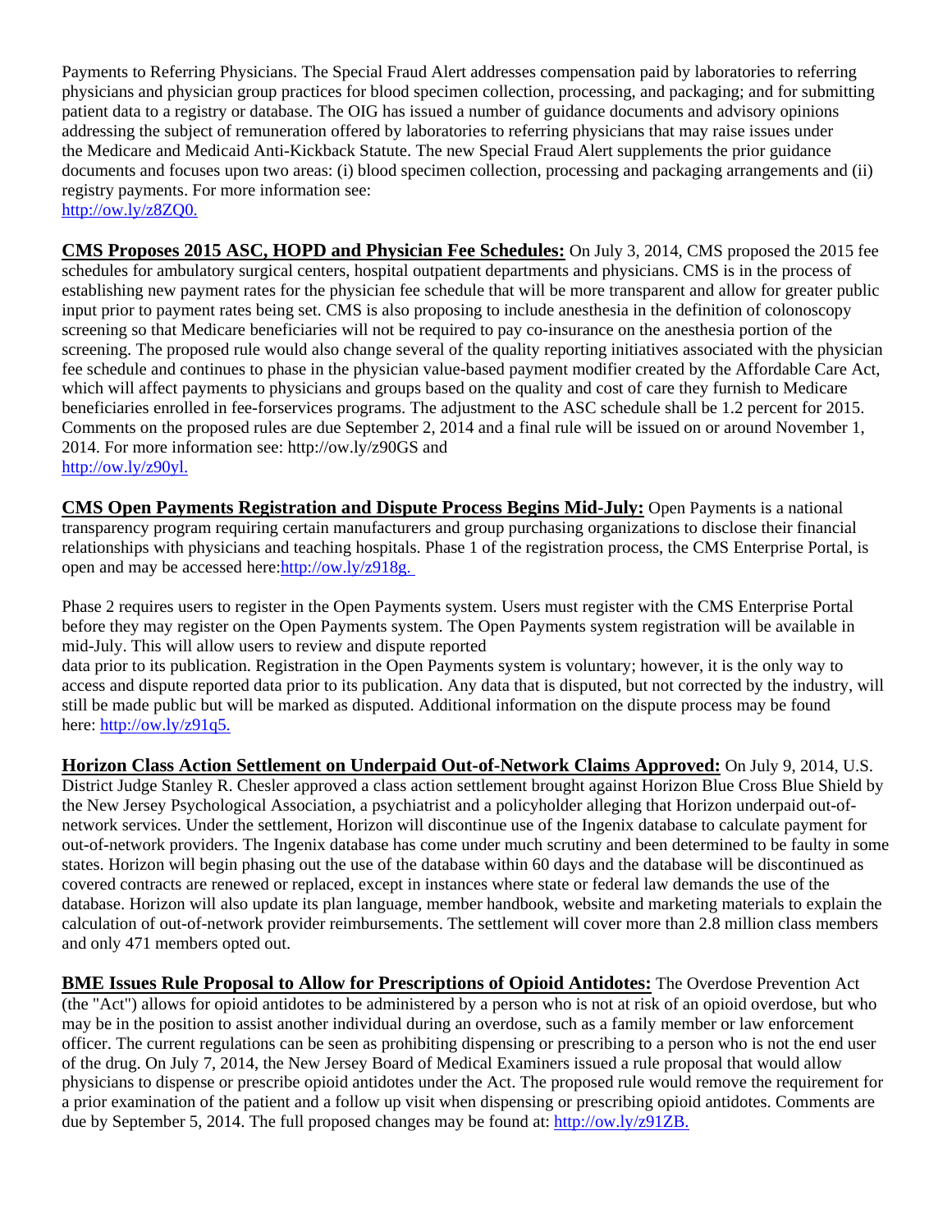Payments to Referring Physicians. The Special Fraud Alert addresses compensation paid by laboratories to referring physicians and physician group practices for blood specimen collection, processing, and packaging; and for submitting patient data to a registry or database. The OIG has issued a number of guidance documents and advisory opinions addressing the subject of remuneration offered by laboratories to referring physicians that may raise issues under the Medicare and Medicaid Anti-Kickback Statute. The new Special Fraud Alert supplements the prior guidance documents and focuses upon two areas: (i) blood specimen collection, processing and packaging arrangements and (ii) registry payments. For more information see: http://ow.ly/z8ZQ0.

**CMS Proposes 2015 ASC, HOPD and Physician Fee Schedules:** On July 3, 2014, CMS proposed the 2015 fee schedules for ambulatory surgical centers, hospital outpatient departments and physicians. CMS is in the process of establishing new payment rates for the physician fee schedule that will be more transparent and allow for greater public input prior to payment rates being set. CMS is also proposing to include anesthesia in the definition of colonoscopy screening so that Medicare beneficiaries will not be required to pay co-insurance on the anesthesia portion of the screening. The proposed rule would also change several of the quality reporting initiatives associated with the physician fee schedule and continues to phase in the physician value-based payment modifier created by the Affordable Care Act, which will affect payments to physicians and groups based on the quality and cost of care they furnish to Medicare beneficiaries enrolled in fee-forservices programs. The adjustment to the ASC schedule shall be 1.2 percent for 2015. Comments on the proposed rules are due September 2, 2014 and a final rule will be issued on or around November 1, 2014. For more information see: http://ow.ly/z90GS and http://ow.ly/z90yl.

**CMS Open Payments Registration and Dispute Process Begins Mid-July:** Open Payments is a national transparency program requiring certain manufacturers and group purchasing organizations to disclose their financial relationships with physicians and teaching hospitals. Phase 1 of the registration process, the CMS Enterprise Portal, is open and may be accessed here:http://ow.ly/z918g.

Phase 2 requires users to register in the Open Payments system. Users must register with the CMS Enterprise Portal before they may register on the Open Payments system. The Open Payments system registration will be available in mid-July. This will allow users to review and dispute reported data prior to its publication. Registration in the Open Payments system is voluntary; however, it is the only way to access and dispute reported data prior to its publication. Any data that is disputed, but not corrected by the industry, will still be made public but will be marked as disputed. Additional information on the dispute process may be found here: http://ow.ly/z91q5.

**Horizon Class Action Settlement on Underpaid Out-of-Network Claims Approved:** On July 9, 2014, U.S. District Judge Stanley R. Chesler approved a class action settlement brought against Horizon Blue Cross Blue Shield by the New Jersey Psychological Association, a psychiatrist and a policyholder alleging that Horizon underpaid out-of-network services. Under the settlement, Horizon will discontinue use of the Ingenix database to calculate payment for out-of-network providers. The Ingenix database has come under much scrutiny and been determined to be faulty in some states. Horizon will begin phasing out the use of the database within 60 days and the database will be discontinued as covered contracts are renewed or replaced, except in instances where state or federal law demands the use of the database. Horizon will also update its plan language, member handbook, website and marketing materials to explain the calculation of out-of-network provider reimbursements. The settlement will cover more than 2.8 million class members and only 471 members opted out.

**BME Issues Rule Proposal to Allow for Prescriptions of Opioid Antidotes:** The Overdose Prevention Act (the "Act") allows for opioid antidotes to be administered by a person who is not at risk of an opioid overdose, but who may be in the position to assist another individual during an overdose, such as a family member or law enforcement officer. The current regulations can be seen as prohibiting dispensing or prescribing to a person who is not the end user of the drug. On July 7, 2014, the New Jersey Board of Medical Examiners issued a rule proposal that would allow physicians to dispense or prescribe opioid antidotes under the Act. The proposed rule would remove the requirement for a prior examination of the patient and a follow up visit when dispensing or prescribing opioid antidotes. Comments are due by September 5, 2014. The full proposed changes may be found at: http://ow.ly/z91ZB.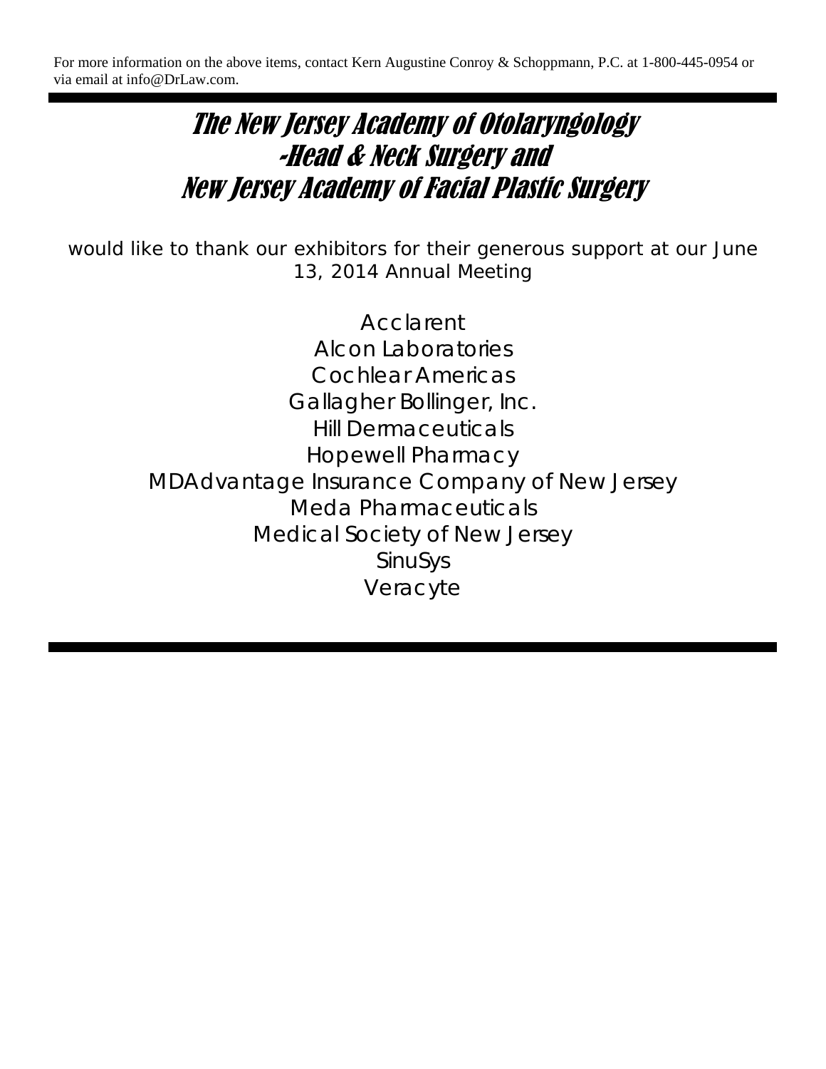For more information on the above items, contact Kern Augustine Conroy & Schoppmann, P.C. at 1-800-445-0954 or via email at info@DrLaw.com.

# *The New Jersey Academy of Otolaryngology -Head & Neck Surgery and New Jersey Academy of Facial Plastic Surgery*

would like to thank our exhibitors for their generous support at our June 13, 2014 Annual Meeting

Acclarent
Alcon Laboratories
Cochlear Americas
Gallagher Bollinger, Inc.
Hill Dermaceuticals
Hopewell Pharmacy
MDAdvantage Insurance Company of New Jersey
Meda Pharmaceuticals
Medical Society of New Jersey
SinuSys
Veracyte